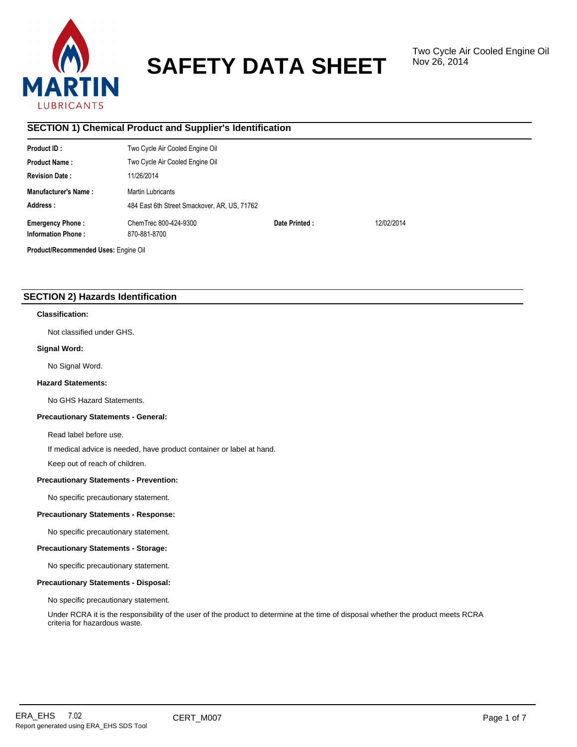MARTIN
LUBRICANTS

# SAFETY DATA SHEET

Two Cycle Air Cooled Engine Oil
Nov 26, 2014

## SECTION 1) Chemical Product and Supplier's Identification

| | | | |
|---|---|---|---|
| **Product ID :** | Two Cycle Air Cooled Engine Oil | | |
| **Product Name :** | Two Cycle Air Cooled Engine Oil | | |
| **Revision Date :** | 11/26/2014 | | |
| **Manufacturer's Name :** | Martin Lubricants | | |
| **Address :** | 484 East 6th Street Smackover, AR, US, 71762 | | |
| **Emergency Phone :** | ChemTrec 800-424-9300 | **Date Printed :** | 12/02/2014 |
| **Information Phone :** | 870-881-8700 | | |

**Product/Recommended Uses:** Engine Oil

## SECTION 2) Hazards Identification

**Classification:**

Not classified under GHS.

**Signal Word:**

No Signal Word.

**Hazard Statements:**

No GHS Hazard Statements.

**Precautionary Statements - General:**

Read label before use.

If medical advice is needed, have product container or label at hand.

Keep out of reach of children.

**Precautionary Statements - Prevention:**

No specific precautionary statement.

**Precautionary Statements - Response:**

No specific precautionary statement.

**Precautionary Statements - Storage:**

No specific precautionary statement.

**Precautionary Statements - Disposal:**

No specific precautionary statement.

Under RCRA it is the responsibility of the user of the product to determine at the time of disposal whether the product meets RCRA criteria for hazardous waste.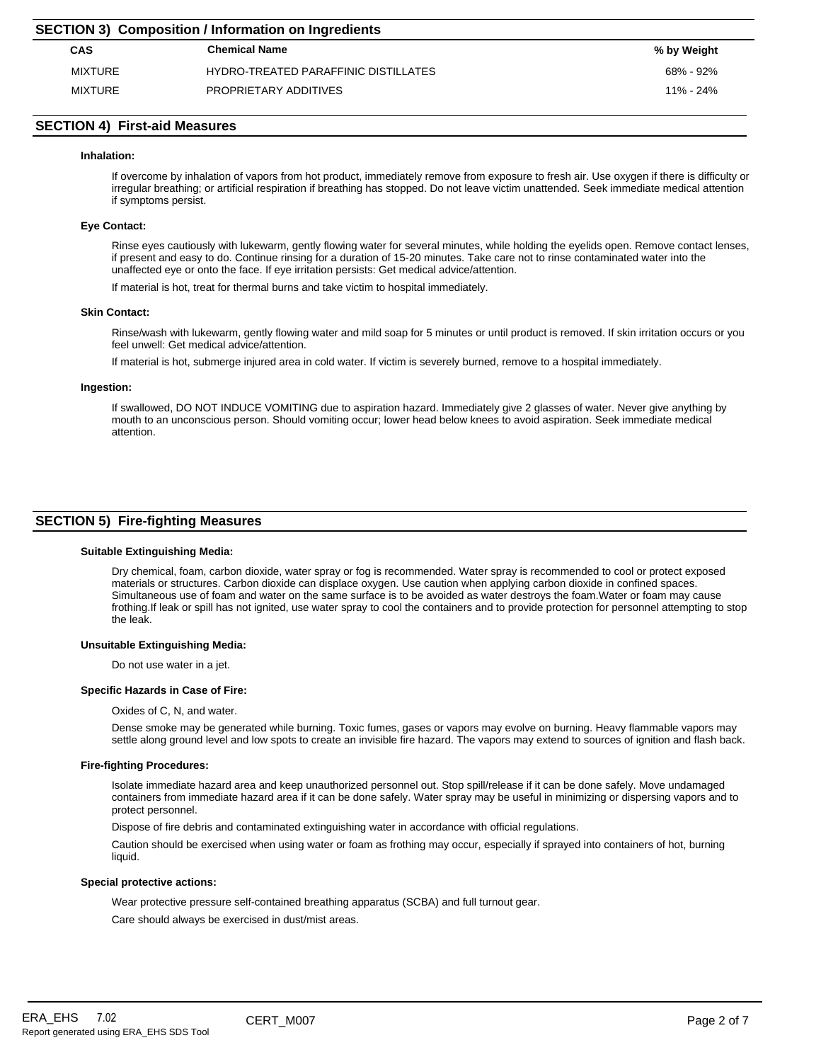## SECTION 3) Composition / Information on Ingredients

| CAS | Chemical Name | % by Weight |
| --- | --- | --- |
| MIXTURE | HYDRO-TREATED PARAFFINIC DISTILLATES | 68% - 92% |
| MIXTURE | PROPRIETARY ADDITIVES | 11% - 24% |

## SECTION 4) First-aid Measures

### Inhalation:

If overcome by inhalation of vapors from hot product, immediately remove from exposure to fresh air. Use oxygen if there is difficulty or irregular breathing; or artificial respiration if breathing has stopped. Do not leave victim unattended. Seek immediate medical attention if symptoms persist.

### Eye Contact:

Rinse eyes cautiously with lukewarm, gently flowing water for several minutes, while holding the eyelids open. Remove contact lenses, if present and easy to do. Continue rinsing for a duration of 15-20 minutes. Take care not to rinse contaminated water into the unaffected eye or onto the face. If eye irritation persists: Get medical advice/attention.

If material is hot, treat for thermal burns and take victim to hospital immediately.

### Skin Contact:

Rinse/wash with lukewarm, gently flowing water and mild soap for 5 minutes or until product is removed. If skin irritation occurs or you feel unwell: Get medical advice/attention.

If material is hot, submerge injured area in cold water. If victim is severely burned, remove to a hospital immediately.

### Ingestion:

If swallowed, DO NOT INDUCE VOMITING due to aspiration hazard. Immediately give 2 glasses of water. Never give anything by mouth to an unconscious person. Should vomiting occur; lower head below knees to avoid aspiration. Seek immediate medical attention.

## SECTION 5) Fire-fighting Measures

### Suitable Extinguishing Media:

Dry chemical, foam, carbon dioxide, water spray or fog is recommended. Water spray is recommended to cool or protect exposed materials or structures. Carbon dioxide can displace oxygen. Use caution when applying carbon dioxide in confined spaces. Simultaneous use of foam and water on the same surface is to be avoided as water destroys the foam.Water or foam may cause frothing.If leak or spill has not ignited, use water spray to cool the containers and to provide protection for personnel attempting to stop the leak.

### Unsuitable Extinguishing Media:

Do not use water in a jet.

### Specific Hazards in Case of Fire:

Oxides of C, N, and water.

Dense smoke may be generated while burning. Toxic fumes, gases or vapors may evolve on burning. Heavy flammable vapors may settle along ground level and low spots to create an invisible fire hazard. The vapors may extend to sources of ignition and flash back.

### Fire-fighting Procedures:

Isolate immediate hazard area and keep unauthorized personnel out. Stop spill/release if it can be done safely. Move undamaged containers from immediate hazard area if it can be done safely. Water spray may be useful in minimizing or dispersing vapors and to protect personnel.

Dispose of fire debris and contaminated extinguishing water in accordance with official regulations.

Caution should be exercised when using water or foam as frothing may occur, especially if sprayed into containers of hot, burning liquid.

### Special protective actions:

Wear protective pressure self-contained breathing apparatus (SCBA) and full turnout gear.

Care should always be exercised in dust/mist areas.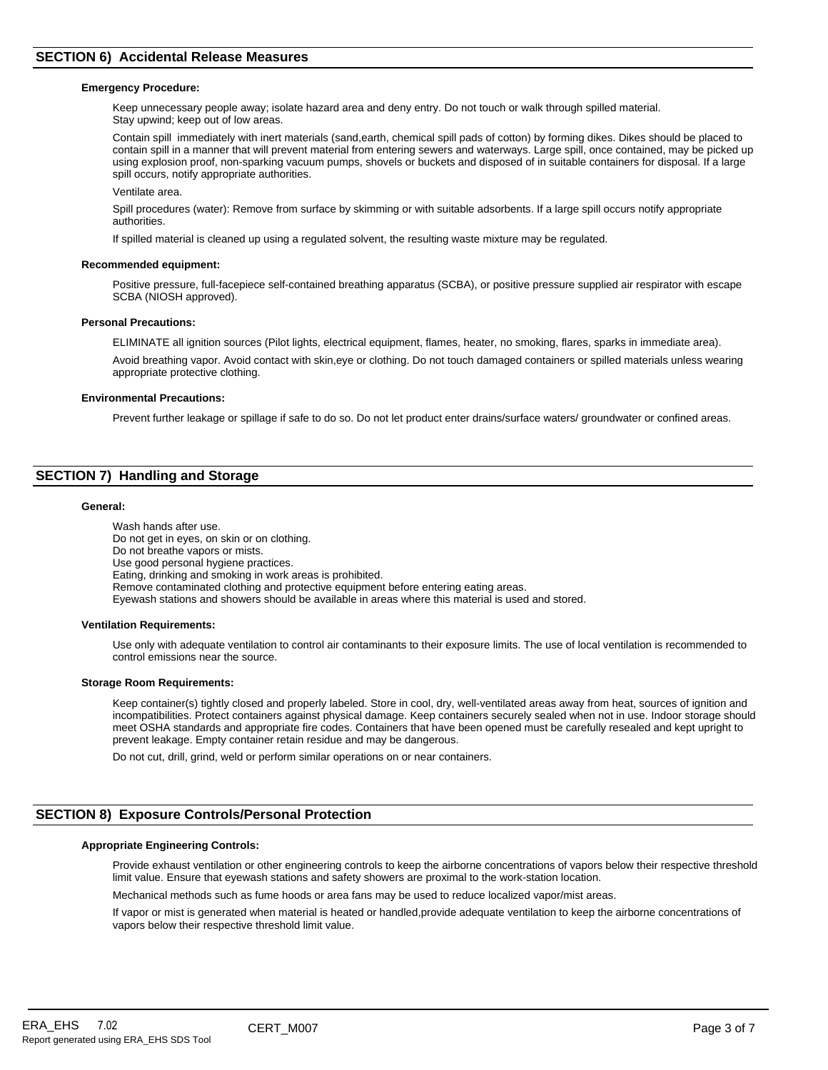## SECTION 6) Accidental Release Measures

**Emergency Procedure:**

Keep unnecessary people away; isolate hazard area and deny entry. Do not touch or walk through spilled material. Stay upwind; keep out of low areas.

Contain spill immediately with inert materials (sand,earth, chemical spill pads of cotton) by forming dikes. Dikes should be placed to contain spill in a manner that will prevent material from entering sewers and waterways. Large spill, once contained, may be picked up using explosion proof, non-sparking vacuum pumps, shovels or buckets and disposed of in suitable containers for disposal. If a large spill occurs, notify appropriate authorities.

Ventilate area.

Spill procedures (water): Remove from surface by skimming or with suitable adsorbents. If a large spill occurs notify appropriate authorities.

If spilled material is cleaned up using a regulated solvent, the resulting waste mixture may be regulated.

**Recommended equipment:**

Positive pressure, full-facepiece self-contained breathing apparatus (SCBA), or positive pressure supplied air respirator with escape SCBA (NIOSH approved).

**Personal Precautions:**

ELIMINATE all ignition sources (Pilot lights, electrical equipment, flames, heater, no smoking, flares, sparks in immediate area).

Avoid breathing vapor. Avoid contact with skin,eye or clothing. Do not touch damaged containers or spilled materials unless wearing appropriate protective clothing.

**Environmental Precautions:**

Prevent further leakage or spillage if safe to do so. Do not let product enter drains/surface waters/ groundwater or confined areas.

## SECTION 7) Handling and Storage

**General:**

Wash hands after use.
Do not get in eyes, on skin or on clothing.
Do not breathe vapors or mists.
Use good personal hygiene practices.
Eating, drinking and smoking in work areas is prohibited.
Remove contaminated clothing and protective equipment before entering eating areas.
Eyewash stations and showers should be available in areas where this material is used and stored.

**Ventilation Requirements:**

Use only with adequate ventilation to control air contaminants to their exposure limits. The use of local ventilation is recommended to control emissions near the source.

**Storage Room Requirements:**

Keep container(s) tightly closed and properly labeled. Store in cool, dry, well-ventilated areas away from heat, sources of ignition and incompatibilities. Protect containers against physical damage. Keep containers securely sealed when not in use. Indoor storage should meet OSHA standards and appropriate fire codes. Containers that have been opened must be carefully resealed and kept upright to prevent leakage. Empty container retain residue and may be dangerous.

Do not cut, drill, grind, weld or perform similar operations on or near containers.

## SECTION 8) Exposure Controls/Personal Protection

**Appropriate Engineering Controls:**

Provide exhaust ventilation or other engineering controls to keep the airborne concentrations of vapors below their respective threshold limit value. Ensure that eyewash stations and safety showers are proximal to the work-station location.

Mechanical methods such as fume hoods or area fans may be used to reduce localized vapor/mist areas.

If vapor or mist is generated when material is heated or handled,provide adequate ventilation to keep the airborne concentrations of vapors below their respective threshold limit value.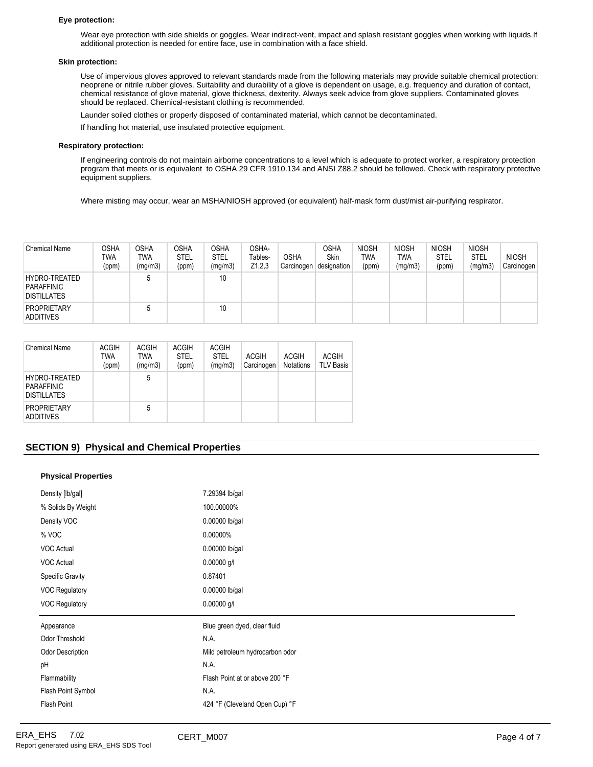**Eye protection:**

Wear eye protection with side shields or goggles. Wear indirect-vent, impact and splash resistant goggles when working with liquids.If additional protection is needed for entire face, use in combination with a face shield.

**Skin protection:**

Use of impervious gloves approved to relevant standards made from the following materials may provide suitable chemical protection: neoprene or nitrile rubber gloves. Suitability and durability of a glove is dependent on usage, e.g. frequency and duration of contact, chemical resistance of glove material, glove thickness, dexterity. Always seek advice from glove suppliers. Contaminated gloves should be replaced. Chemical-resistant clothing is recommended.

Launder soiled clothes or properly disposed of contaminated material, which cannot be decontaminated.

If handling hot material, use insulated protective equipment.

**Respiratory protection:**

If engineering controls do not maintain airborne concentrations to a level which is adequate to protect worker, a respiratory protection program that meets or is equivalent to OSHA 29 CFR 1910.134 and ANSI Z88.2 should be followed. Check with respiratory protective equipment suppliers.

Where misting may occur, wear an MSHA/NIOSH approved (or equivalent) half-mask form dust/mist air-purifying respirator.

| Chemical Name | OSHA TWA (ppm) | OSHA TWA (mg/m3) | OSHA STEL (ppm) | OSHA STEL (mg/m3) | OSHA-Tables-Z1,2,3 | OSHA Carcinogen | OSHA Skin designation | NIOSH TWA (ppm) | NIOSH TWA (mg/m3) | NIOSH STEL (ppm) | NIOSH STEL (mg/m3) | NIOSH Carcinogen |
|---|---|---|---|---|---|---|---|---|---|---|---|---|
| HYDRO-TREATED PARAFFINIC DISTILLATES | | 5 | | 10 | | | | | | | | |
| PROPRIETARY ADDITIVES | | 5 | | 10 | | | | | | | | |

| Chemical Name | ACGIH TWA (ppm) | ACGIH TWA (mg/m3) | ACGIH STEL (ppm) | ACGIH STEL (mg/m3) | ACGIH Carcinogen | ACGIH Notations | ACGIH TLV Basis |
|---|---|---|---|---|---|---|---|
| HYDRO-TREATED PARAFFINIC DISTILLATES | | 5 | | | | | |
| PROPRIETARY ADDITIVES | | 5 | | | | | |

## SECTION 9) Physical and Chemical Properties

**Physical Properties**

| | |
|---|---|
| Density [lb/gal] | 7.29394 lb/gal |
| % Solids By Weight | 100.00000% |
| Density VOC | 0.00000 lb/gal |
| % VOC | 0.00000% |
| VOC Actual | 0.00000 lb/gal |
| VOC Actual | 0.00000 g/l |
| Specific Gravity | 0.87401 |
| VOC Regulatory | 0.00000 lb/gal |
| VOC Regulatory | 0.00000 g/l |

| | |
|---|---|
| Appearance | Blue green dyed, clear fluid |
| Odor Threshold | N.A. |
| Odor Description | Mild petroleum hydrocarbon odor |
| pH | N.A. |
| Flammability | Flash Point at or above 200 °F |
| Flash Point Symbol | N.A. |
| Flash Point | 424 °F (Cleveland Open Cup) °F |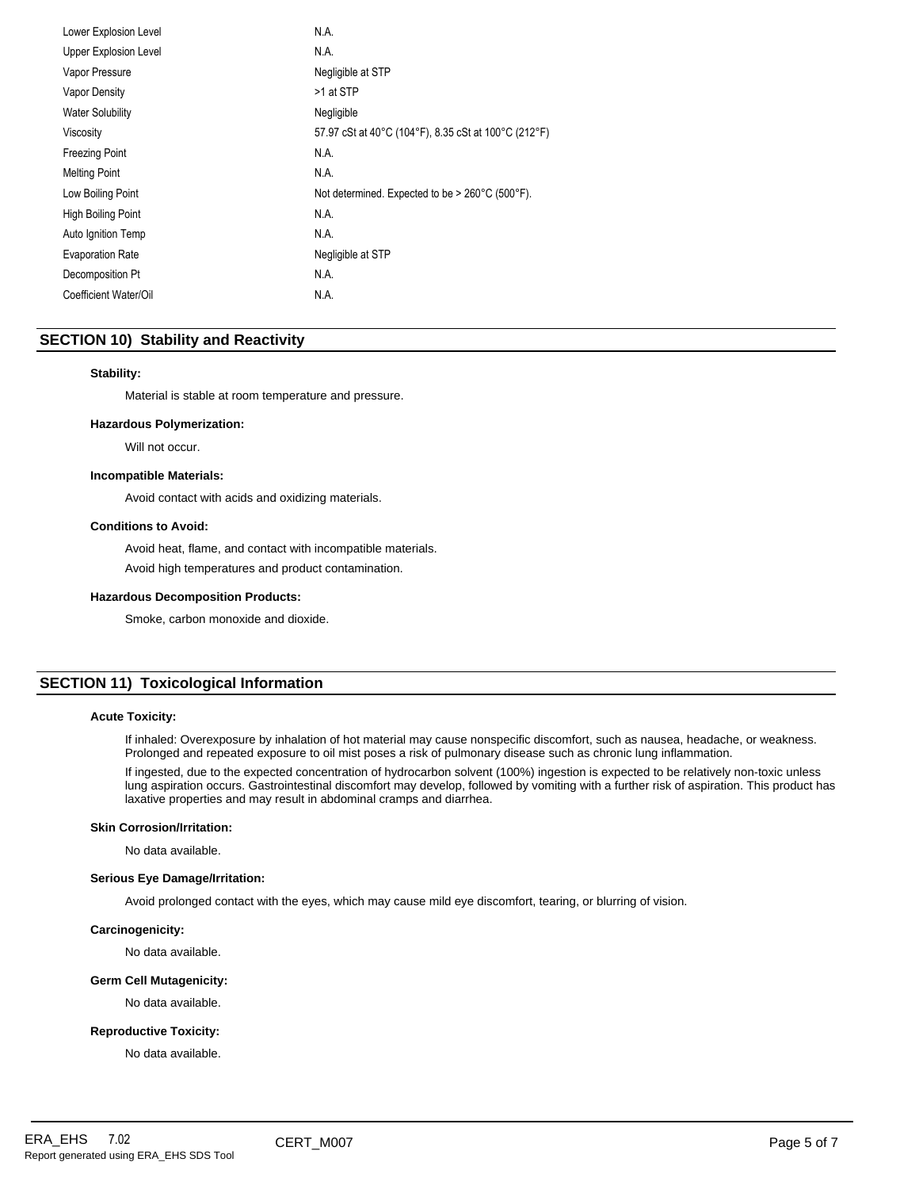| | |
|---|---|
| Lower Explosion Level | N.A. |
| Upper Explosion Level | N.A. |
| Vapor Pressure | Negligible at STP |
| Vapor Density | >1 at STP |
| Water Solubility | Negligible |
| Viscosity | 57.97 cSt at 40°C (104°F), 8.35 cSt at 100°C (212°F) |
| Freezing Point | N.A. |
| Melting Point | N.A. |
| Low Boiling Point | Not determined. Expected to be > 260°C (500°F). |
| High Boiling Point | N.A. |
| Auto Ignition Temp | N.A. |
| Evaporation Rate | Negligible at STP |
| Decomposition Pt | N.A. |
| Coefficient Water/Oil | N.A. |

## SECTION 10) Stability and Reactivity

**Stability:**

Material is stable at room temperature and pressure.

**Hazardous Polymerization:**

Will not occur.

**Incompatible Materials:**

Avoid contact with acids and oxidizing materials.

**Conditions to Avoid:**

Avoid heat, flame, and contact with incompatible materials.

Avoid high temperatures and product contamination.

**Hazardous Decomposition Products:**

Smoke, carbon monoxide and dioxide.

## SECTION 11) Toxicological Information

**Acute Toxicity:**

If inhaled: Overexposure by inhalation of hot material may cause nonspecific discomfort, such as nausea, headache, or weakness. Prolonged and repeated exposure to oil mist poses a risk of pulmonary disease such as chronic lung inflammation.

If ingested, due to the expected concentration of hydrocarbon solvent (100%) ingestion is expected to be relatively non-toxic unless lung aspiration occurs. Gastrointestinal discomfort may develop, followed by vomiting with a further risk of aspiration. This product has laxative properties and may result in abdominal cramps and diarrhea.

**Skin Corrosion/Irritation:**

No data available.

**Serious Eye Damage/Irritation:**

Avoid prolonged contact with the eyes, which may cause mild eye discomfort, tearing, or blurring of vision.

**Carcinogenicity:**

No data available.

**Germ Cell Mutagenicity:**

No data available.

**Reproductive Toxicity:**

No data available.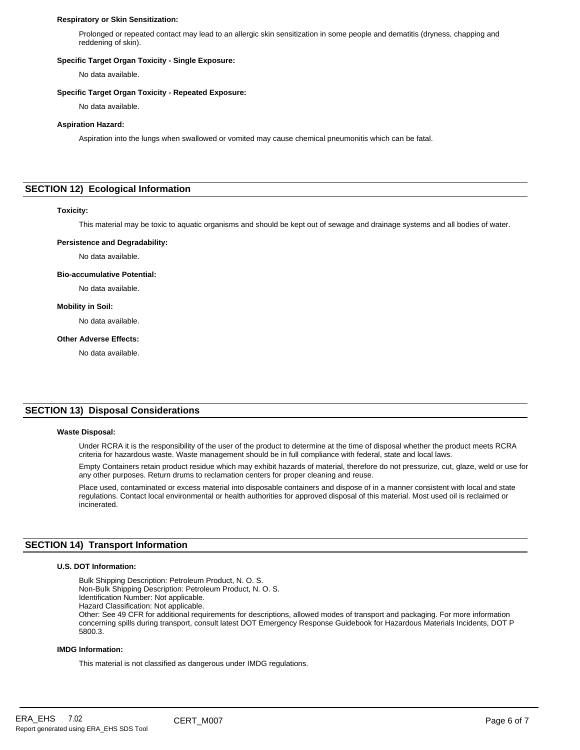### Respiratory or Skin Sensitization:

Prolonged or repeated contact may lead to an allergic skin sensitization in some people and dematitis (dryness, chapping and reddening of skin).

### Specific Target Organ Toxicity - Single Exposure:

No data available.

### Specific Target Organ Toxicity - Repeated Exposure:

No data available.

### Aspiration Hazard:

Aspiration into the lungs when swallowed or vomited may cause chemical pneumonitis which can be fatal.

## SECTION 12) Ecological Information

### Toxicity:

This material may be toxic to aquatic organisms and should be kept out of sewage and drainage systems and all bodies of water.

### Persistence and Degradability:

No data available.

### Bio-accumulative Potential:

No data available.

### Mobility in Soil:

No data available.

### Other Adverse Effects:

No data available.

## SECTION 13) Disposal Considerations

### Waste Disposal:

Under RCRA it is the responsibility of the user of the product to determine at the time of disposal whether the product meets RCRA criteria for hazardous waste. Waste management should be in full compliance with federal, state and local laws.

Empty Containers retain product residue which may exhibit hazards of material, therefore do not pressurize, cut, glaze, weld or use for any other purposes. Return drums to reclamation centers for proper cleaning and reuse.

Place used, contaminated or excess material into disposable containers and dispose of in a manner consistent with local and state regulations. Contact local environmental or health authorities for approved disposal of this material. Most used oil is reclaimed or incinerated.

## SECTION 14) Transport Information

### U.S. DOT Information:

Bulk Shipping Description: Petroleum Product, N. O. S.
Non-Bulk Shipping Description: Petroleum Product, N. O. S.
Identification Number: Not applicable.
Hazard Classification: Not applicable.
Other: See 49 CFR for additional requirements for descriptions, allowed modes of transport and packaging. For more information concerning spills during transport, consult latest DOT Emergency Response Guidebook for Hazardous Materials Incidents, DOT P 5800.3.

### IMDG Information:

This material is not classified as dangerous under IMDG regulations.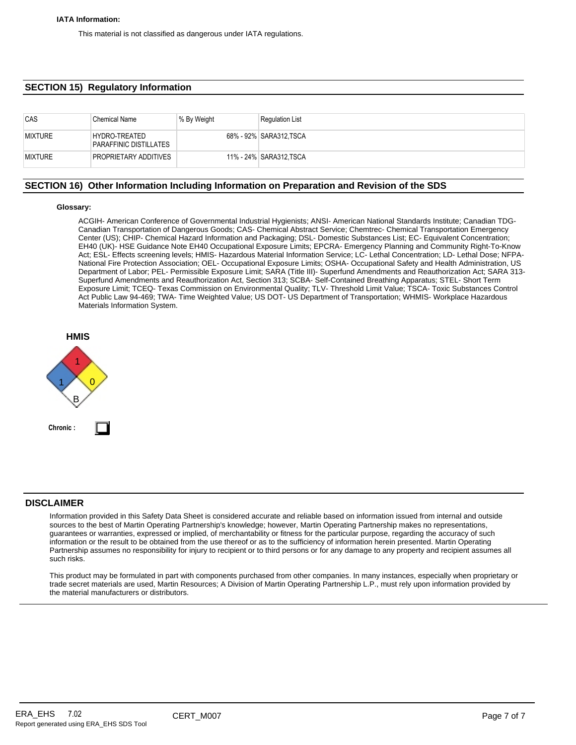**IATA Information:**

This material is not classified as dangerous under IATA regulations.

## SECTION 15) Regulatory Information

| CAS | Chemical Name | % By Weight | Regulation List |
| --- | --- | --- | --- |
| MIXTURE | HYDRO-TREATED PARAFFINIC DISTILLATES | 68% - 92% | SARA312,TSCA |
| MIXTURE | PROPRIETARY ADDITIVES | 11% - 24% | SARA312,TSCA |

## SECTION 16) Other Information Including Information on Preparation and Revision of the SDS

**Glossary:**

ACGIH- American Conference of Governmental Industrial Hygienists; ANSI- American National Standards Institute; Canadian TDG- Canadian Transportation of Dangerous Goods; CAS- Chemical Abstract Service; Chemtrec- Chemical Transportation Emergency Center (US); CHIP- Chemical Hazard Information and Packaging; DSL- Domestic Substances List; EC- Equivalent Concentration; EH40 (UK)- HSE Guidance Note EH40 Occupational Exposure Limits; EPCRA- Emergency Planning and Community Right-To-Know Act; ESL- Effects screening levels; HMIS- Hazardous Material Information Service; LC- Lethal Concentration; LD- Lethal Dose; NFPA- National Fire Protection Association; OEL- Occupational Exposure Limits; OSHA- Occupational Safety and Health Administration, US Department of Labor; PEL- Permissible Exposure Limit; SARA (Title III)- Superfund Amendments and Reauthorization Act; SARA 313- Superfund Amendments and Reauthorization Act, Section 313; SCBA- Self-Contained Breathing Apparatus; STEL- Short Term Exposure Limit; TCEQ- Texas Commission on Environmental Quality; TLV- Threshold Limit Value; TSCA- Toxic Substances Control Act Public Law 94-469; TWA- Time Weighted Value; US DOT- US Department of Transportation; WHMIS- Workplace Hazardous Materials Information System.

**HMIS**

1
1
0
B

**Chronic :** ☐

## DISCLAIMER

Information provided in this Safety Data Sheet is considered accurate and reliable based on information issued from internal and outside sources to the best of Martin Operating Partnership's knowledge; however, Martin Operating Partnership makes no representations, guarantees or warranties, expressed or implied, of merchantability or fitness for the particular purpose, regarding the accuracy of such information or the result to be obtained from the use thereof or as to the sufficiency of information herein presented. Martin Operating Partnership assumes no responsibility for injury to recipient or to third persons or for any damage to any property and recipient assumes all such risks.

This product may be formulated in part with components purchased from other companies. In many instances, especially when proprietary or trade secret materials are used, Martin Resources; A Division of Martin Operating Partnership L.P., must rely upon information provided by the material manufacturers or distributors.

ERA_EHS 7.02 CERT_M007
Report generated using ERA_EHS SDS Tool